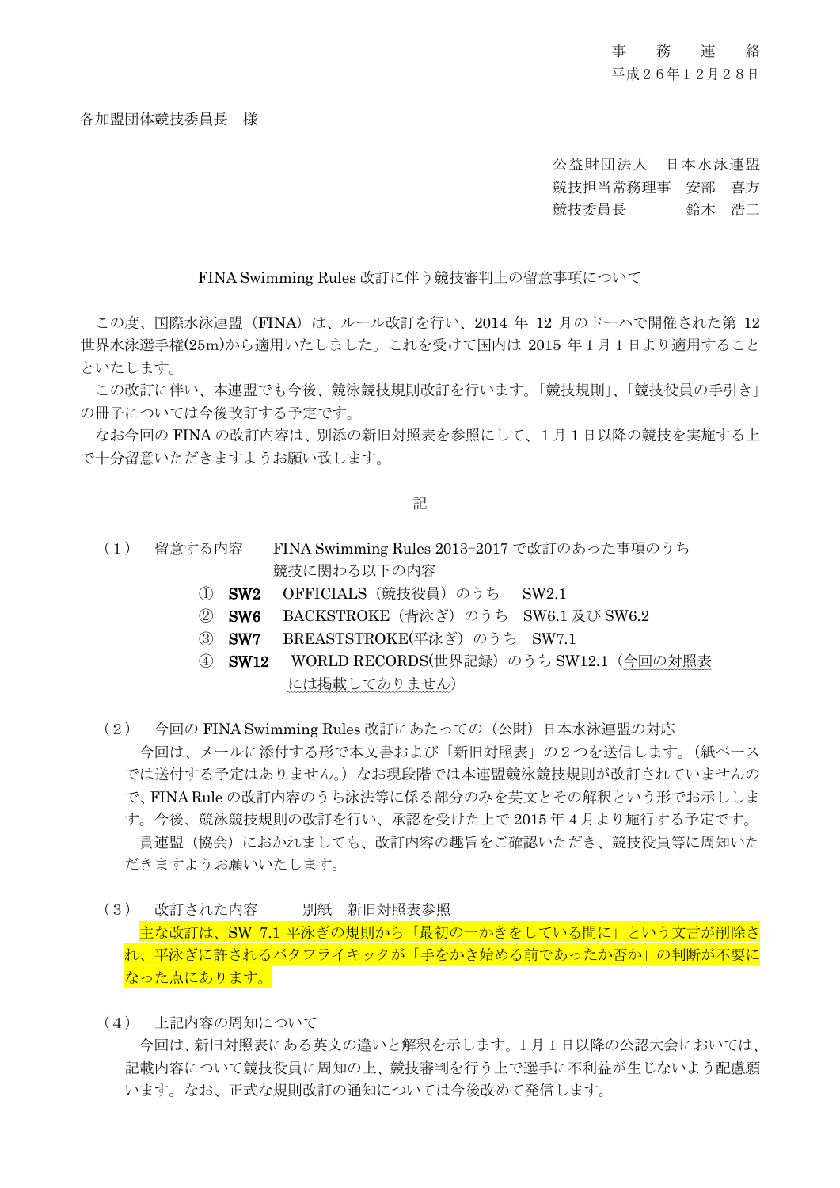事　　務　　連　　絡

平成２６年１２月２８日

各加盟団体競技委員長　様

公益財団法人　 日本水泳連盟

競技担当常務理事　安部　喜方

競技委員長　　　　 鈴木　浩二

## FINA Swimming Rules 改訂に伴う競技審判上の留意事項について

この度、国際水泳連盟（FINA）は、ルール改訂を行い、2014 年 12 月のドーハで開催された第 12 世界水泳選手権(25m)から適用いたしました。これを受けて国内は 2015 年１月１日より適用することといたします。

この改訂に伴い、本連盟でも今後、競泳競技規則改訂を行います。「競技規則」、「競技役員の手引き」の冊子については今後改訂する予定です。

なお今回の FINA の改訂内容は、別添の新旧対照表を参照にして、１月１日以降の競技を実施する上で十分留意いただきますようお願い致します。

記

（1）　留意する内容　　FINA Swimming Rules 2013−2017 で改訂のあった事項のうち競技に関わる以下の内容

① **SW2**　OFFICIALS（競技役員）のうち　 SW2.1

② **SW6**　BACKSTROKE（背泳ぎ）のうち　SW6.1 及び SW6.2

③ **SW7**　BREASTSTROKE(平泳ぎ）のうち　SW7.1

④ **SW12**　WORLD RECORDS(世界記録）のうち SW12.1（今回の対照表には掲載してありません）

（2）　今回の FINA Swimming Rules 改訂にあたっての（公財）日本水泳連盟の対応

今回は、メールに添付する形で本文書および「新旧対照表」の２つを送信します。（紙ベースでは送付する予定はありません。）なお現段階では本連盟競泳競技規則が改訂されていませんので、FINA Rule の改訂内容のうち泳法等に係る部分のみを英文とその解釈という形でお示しします。今後、競泳競技規則の改訂を行い、承認を受けた上で 2015 年４月より施行する予定です。

貴連盟（協会）におかれましても、改訂内容の趣旨をご確認いただき、競技役員等に周知いただきますようお願いいたします。

（3）　改訂された内容　　　別紙　新旧対照表参照

主な改訂は、SW 7.1 平泳ぎの規則から「最初の一かきをしている間に」という文言が削除され、平泳ぎに許されるバタフライキックが「手をかき始める前であったか否か」の判断が不要になった点にあります。

（4）　上記内容の周知について

今回は、新旧対照表にある英文の違いと解釈を示します。1 月１日以降の公認大会においては、記載内容について競技役員に周知の上、競技審判を行う上で選手に不利益が生じないよう配慮願います。なお、正式な規則改訂の通知については今後改めて発信します。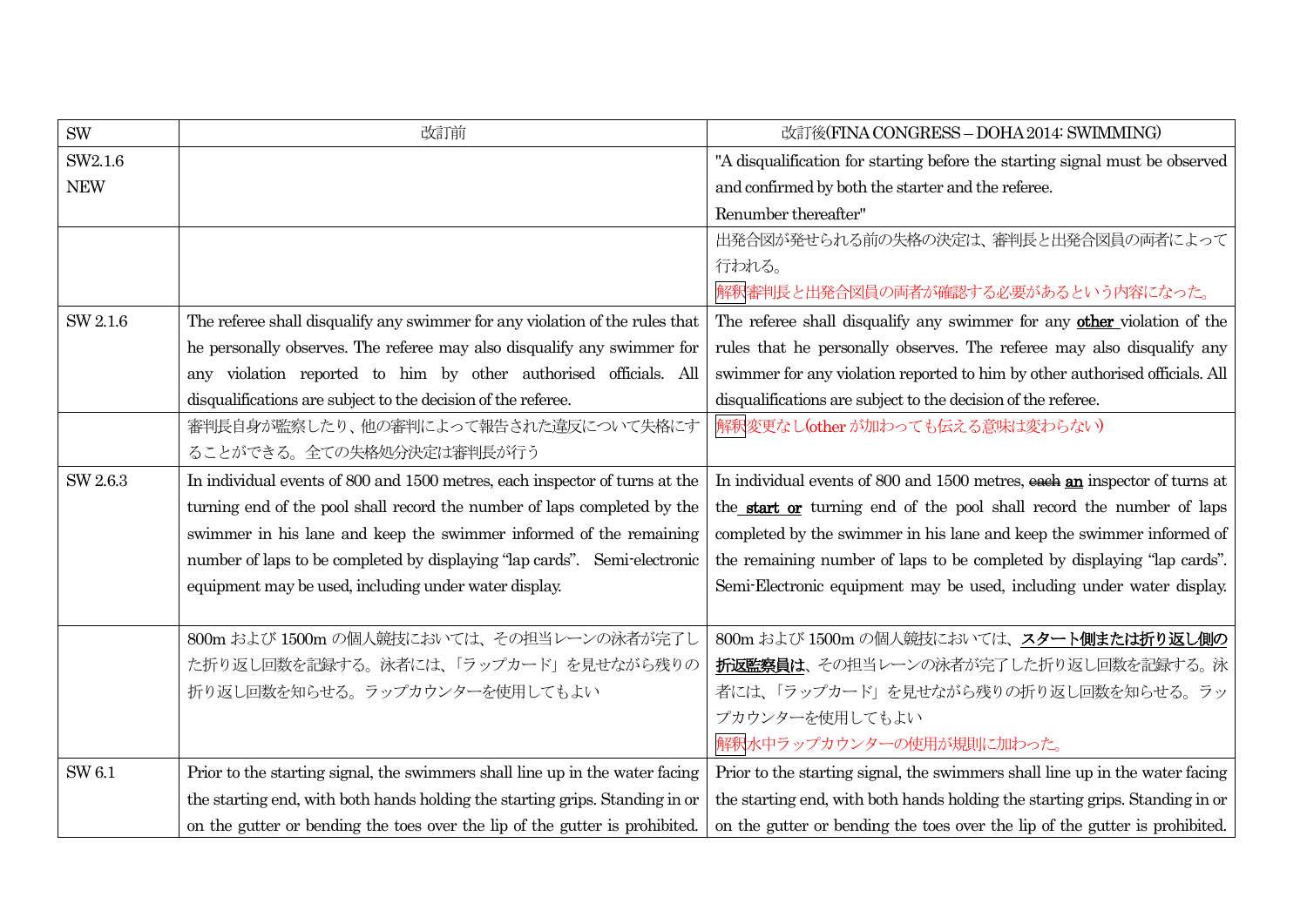| SW | 改訂前 | 改訂後(FINA CONGRESS – DOHA 2014: SWIMMING) |
|---|---|---|
| SW2.1.6<br>NEW | | "A disqualification for starting before the starting signal must be observed and confirmed by both the starter and the referee.<br>Renumber thereafter" |
| | | 出発合図が発せられる前の失格の決定は、審判長と出発合図員の両者によって行われる。<br>解釈審判長と出発合図員の両者が確認する必要があるという内容になった。 |
| SW 2.1.6 | The referee shall disqualify any swimmer for any violation of the rules that he personally observes. The referee may also disqualify any swimmer for any violation reported to him by other authorised officials. All disqualifications are subject to the decision of the referee. | The referee shall disqualify any swimmer for any **other** violation of the rules that he personally observes. The referee may also disqualify any swimmer for any violation reported to him by other authorised officials. All disqualifications are subject to the decision of the referee. |
| | 審判長自身が監察したり、他の審判によって報告された違反について失格にすることができる。全ての失格処分決定は審判長が行う | 解釈変更なし(other が加わっても伝える意味は変わらない) |
| SW 2.6.3 | In individual events of 800 and 1500 metres, each inspector of turns at the turning end of the pool shall record the number of laps completed by the swimmer in his lane and keep the swimmer informed of the remaining number of laps to be completed by displaying "lap cards". Semi-electronic equipment may be used, including under water display. | In individual events of 800 and 1500 metres, ~~each~~ **an** inspector of turns at the **start or** turning end of the pool shall record the number of laps completed by the swimmer in his lane and keep the swimmer informed of the remaining number of laps to be completed by displaying "lap cards". Semi-Electronic equipment may be used, including under water display. |
| | 800m および 1500m の個人競技においては、その担当レーンの泳者が完了した折り返し回数を記録する。泳者には、「ラップカード」を見せながら残りの折り返し回数を知らせる。ラップカウンターを使用してもよい | 800m および 1500m の個人競技においては、**スタート側または折り返し側の折返監察員は**、その担当レーンの泳者が完了した折り返し回数を記録する。泳者には、「ラップカード」を見せながら残りの折り返し回数を知らせる。ラップカウンターを使用してもよい<br>解釈水中ラップカウンターの使用が規則に加わった。 |
| SW 6.1 | Prior to the starting signal, the swimmers shall line up in the water facing the starting end, with both hands holding the starting grips. Standing in or on the gutter or bending the toes over the lip of the gutter is prohibited. | Prior to the starting signal, the swimmers shall line up in the water facing the starting end, with both hands holding the starting grips. Standing in or on the gutter or bending the toes over the lip of the gutter is prohibited. |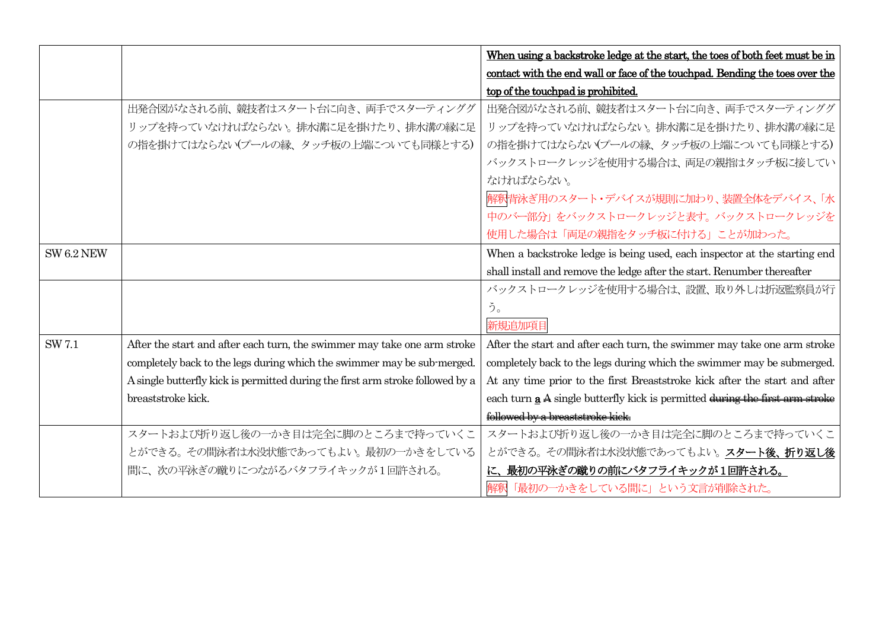| | | |
|---|---|---|
| | | **When using a backstroke ledge at the start, the toes of both feet must be in contact with the end wall or face of the touchpad. Bending the toes over the top of the touchpad is prohibited.** |
| | 出発合図がなされる前、競技者はスタート台に向き、両手でスターティンググリップを持っていなければならない。排水溝に足を掛けたり、排水溝の縁に足の指を掛けてはならない(プールの縁、タッチ板の上端についても同様とする) | 出発合図がなされる前、競技者はスタート台に向き、両手でスターティンググリップを持っていなければならない。排水溝に足を掛けたり、排水溝の縁に足の指を掛けてはならない(プールの縁、タッチ板の上端についても同様とする) バックストロークレッジを使用する場合は、両足の親指はタッチ板に接していなければならない。<br>解釈背泳ぎ用のスタート・デバイスが規則に加わり、装置全体をデバイス、「水中のバー部分」をバックストロークレッジと表す。バックストロークレッジを使用した場合は「両足の親指をタッチ板に付ける」ことが加わった。 |
| SW 6.2 NEW | | When a backstroke ledge is being used, each inspector at the starting end shall install and remove the ledge after the start. Renumber thereafter |
| | | バックストロークレッジを使用する場合は、設置、取り外しは折返監察員が行う。<br>新規追加項目 |
| SW 7.1 | After the start and after each turn, the swimmer may take one arm stroke completely back to the legs during which the swimmer may be sub-merged. A single butterfly kick is permitted during the first arm stroke followed by a breaststroke kick. | After the start and after each turn, the swimmer may take one arm stroke completely back to the legs during which the swimmer may be submerged. At any time prior to the first Breaststroke kick after the start and after each turn **a** ~~A~~ single butterfly kick is permitted ~~during the first arm stroke followed by a breaststroke kick.~~ |
| | スタートおよび折り返し後の一かき目は完全に脚のところまで持っていくことができる。その間泳者は水没状態であってもよい。最初の一かきをしている間に、次の平泳ぎの蹴りにつながるバタフライキックが１回許される。 | スタートおよび折り返し後の一かき目は完全に脚のところまで持っていくことができる。その間泳者は水没状態であってもよい。**スタート後、折り返し後に、最初の平泳ぎの蹴りの前にバタフライキックが１回許される。**<br>解釈「最初の一かきをしている間に」という文言が削除された。 |